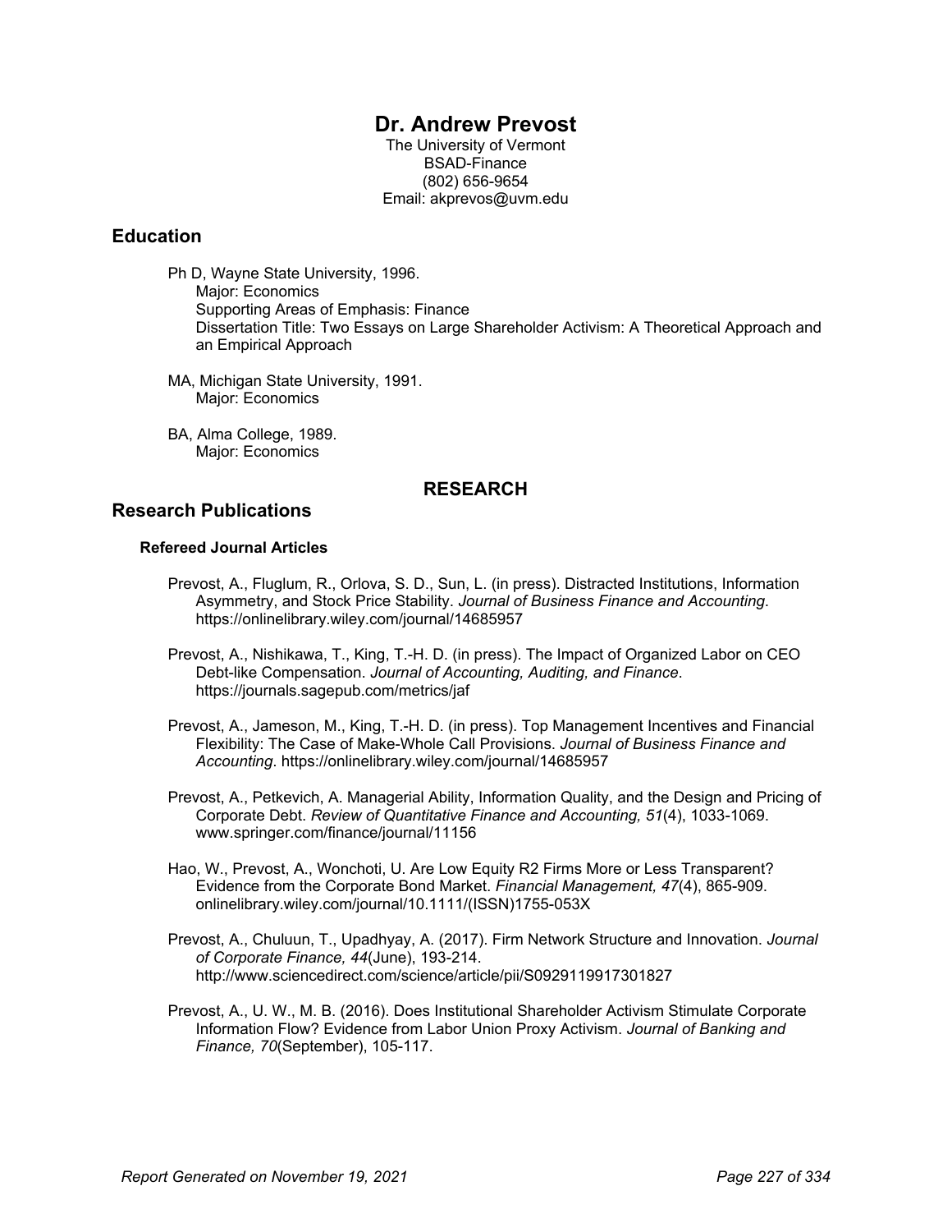# Dr. Andrew Prevost

The University of Vermont
BSAD-Finance
(802) 656-9654
Email: akprevos@uvm.edu

## Education

Ph D, Wayne State University, 1996.
Major: Economics
Supporting Areas of Emphasis: Finance
Dissertation Title: Two Essays on Large Shareholder Activism: A Theoretical Approach and an Empirical Approach

MA, Michigan State University, 1991.
Major: Economics

BA, Alma College, 1989.
Major: Economics

# RESEARCH

## Research Publications

### Refereed Journal Articles

Prevost, A., Fluglum, R., Orlova, S. D., Sun, L. (in press). Distracted Institutions, Information Asymmetry, and Stock Price Stability. *Journal of Business Finance and Accounting*. https://onlinelibrary.wiley.com/journal/14685957

Prevost, A., Nishikawa, T., King, T.-H. D. (in press). The Impact of Organized Labor on CEO Debt-like Compensation. *Journal of Accounting, Auditing, and Finance*. https://journals.sagepub.com/metrics/jaf

Prevost, A., Jameson, M., King, T.-H. D. (in press). Top Management Incentives and Financial Flexibility: The Case of Make-Whole Call Provisions. *Journal of Business Finance and Accounting*. https://onlinelibrary.wiley.com/journal/14685957

Prevost, A., Petkevich, A. Managerial Ability, Information Quality, and the Design and Pricing of Corporate Debt. *Review of Quantitative Finance and Accounting, 51*(4), 1033-1069. www.springer.com/finance/journal/11156

Hao, W., Prevost, A., Wonchoti, U. Are Low Equity R2 Firms More or Less Transparent? Evidence from the Corporate Bond Market. *Financial Management, 47*(4), 865-909. onlinelibrary.wiley.com/journal/10.1111/(ISSN)1755-053X

Prevost, A., Chuluun, T., Upadhyay, A. (2017). Firm Network Structure and Innovation. *Journal of Corporate Finance, 44*(June), 193-214. http://www.sciencedirect.com/science/article/pii/S0929119917301827

Prevost, A., U. W., M. B. (2016). Does Institutional Shareholder Activism Stimulate Corporate Information Flow? Evidence from Labor Union Proxy Activism. *Journal of Banking and Finance, 70*(September), 105-117.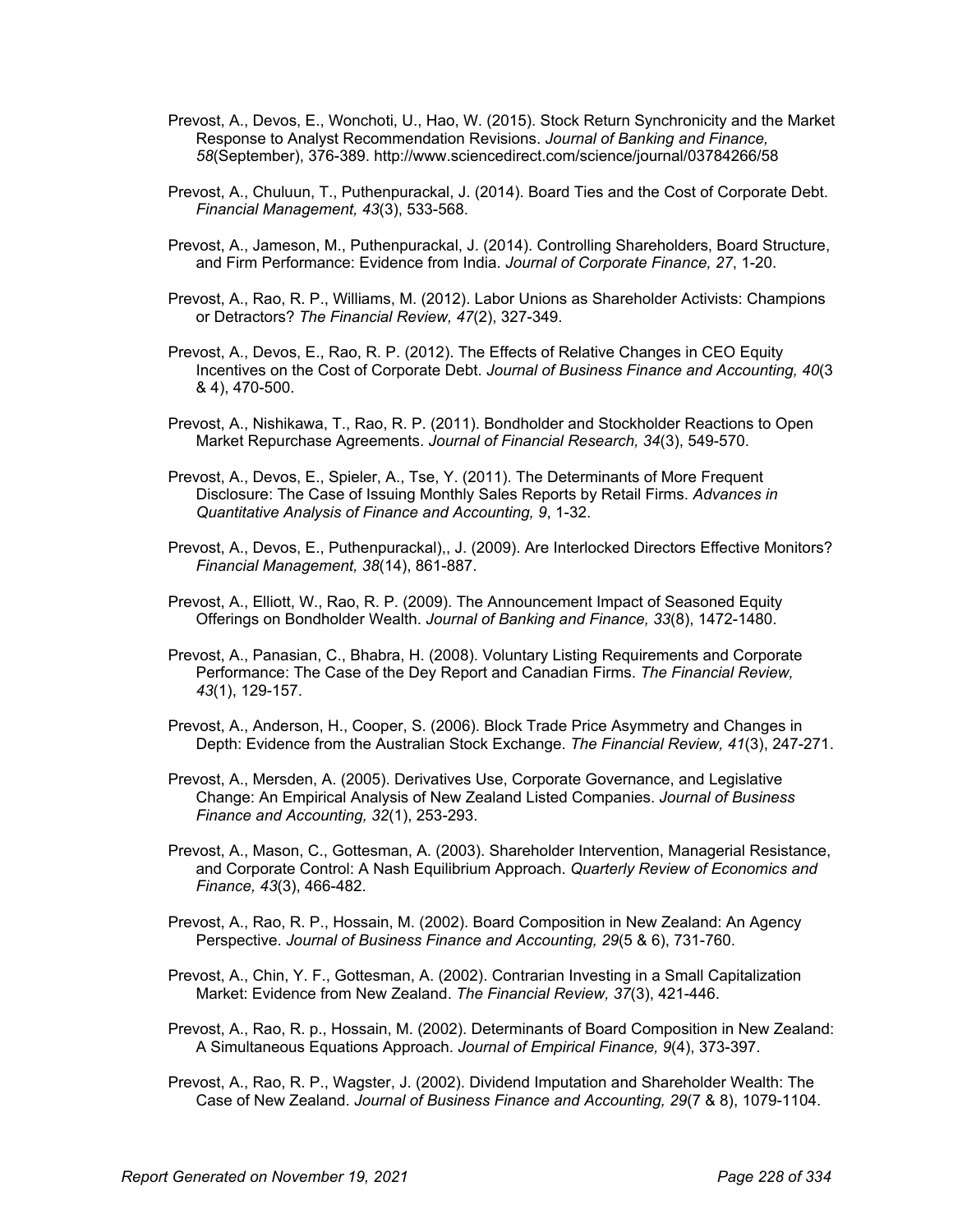Prevost, A., Devos, E., Wonchoti, U., Hao, W. (2015). Stock Return Synchronicity and the Market Response to Analyst Recommendation Revisions. *Journal of Banking and Finance, 58*(September), 376-389. http://www.sciencedirect.com/science/journal/03784266/58

Prevost, A., Chuluun, T., Puthenpurackal, J. (2014). Board Ties and the Cost of Corporate Debt. *Financial Management, 43*(3), 533-568.

Prevost, A., Jameson, M., Puthenpurackal, J. (2014). Controlling Shareholders, Board Structure, and Firm Performance: Evidence from India. *Journal of Corporate Finance, 27*, 1-20.

Prevost, A., Rao, R. P., Williams, M. (2012). Labor Unions as Shareholder Activists: Champions or Detractors? *The Financial Review, 47*(2), 327-349.

Prevost, A., Devos, E., Rao, R. P. (2012). The Effects of Relative Changes in CEO Equity Incentives on the Cost of Corporate Debt. *Journal of Business Finance and Accounting, 40*(3 & 4), 470-500.

Prevost, A., Nishikawa, T., Rao, R. P. (2011). Bondholder and Stockholder Reactions to Open Market Repurchase Agreements. *Journal of Financial Research, 34*(3), 549-570.

Prevost, A., Devos, E., Spieler, A., Tse, Y. (2011). The Determinants of More Frequent Disclosure: The Case of Issuing Monthly Sales Reports by Retail Firms. *Advances in Quantitative Analysis of Finance and Accounting, 9*, 1-32.

Prevost, A., Devos, E., Puthenpurackal),, J. (2009). Are Interlocked Directors Effective Monitors? *Financial Management, 38*(14), 861-887.

Prevost, A., Elliott, W., Rao, R. P. (2009). The Announcement Impact of Seasoned Equity Offerings on Bondholder Wealth. *Journal of Banking and Finance, 33*(8), 1472-1480.

Prevost, A., Panasian, C., Bhabra, H. (2008). Voluntary Listing Requirements and Corporate Performance: The Case of the Dey Report and Canadian Firms. *The Financial Review, 43*(1), 129-157.

Prevost, A., Anderson, H., Cooper, S. (2006). Block Trade Price Asymmetry and Changes in Depth: Evidence from the Australian Stock Exchange. *The Financial Review, 41*(3), 247-271.

Prevost, A., Mersden, A. (2005). Derivatives Use, Corporate Governance, and Legislative Change: An Empirical Analysis of New Zealand Listed Companies. *Journal of Business Finance and Accounting, 32*(1), 253-293.

Prevost, A., Mason, C., Gottesman, A. (2003). Shareholder Intervention, Managerial Resistance, and Corporate Control: A Nash Equilibrium Approach. *Quarterly Review of Economics and Finance, 43*(3), 466-482.

Prevost, A., Rao, R. P., Hossain, M. (2002). Board Composition in New Zealand: An Agency Perspective. *Journal of Business Finance and Accounting, 29*(5 & 6), 731-760.

Prevost, A., Chin, Y. F., Gottesman, A. (2002). Contrarian Investing in a Small Capitalization Market: Evidence from New Zealand. *The Financial Review, 37*(3), 421-446.

Prevost, A., Rao, R. p., Hossain, M. (2002). Determinants of Board Composition in New Zealand: A Simultaneous Equations Approach. *Journal of Empirical Finance, 9*(4), 373-397.

Prevost, A., Rao, R. P., Wagster, J. (2002). Dividend Imputation and Shareholder Wealth: The Case of New Zealand. *Journal of Business Finance and Accounting, 29*(7 & 8), 1079-1104.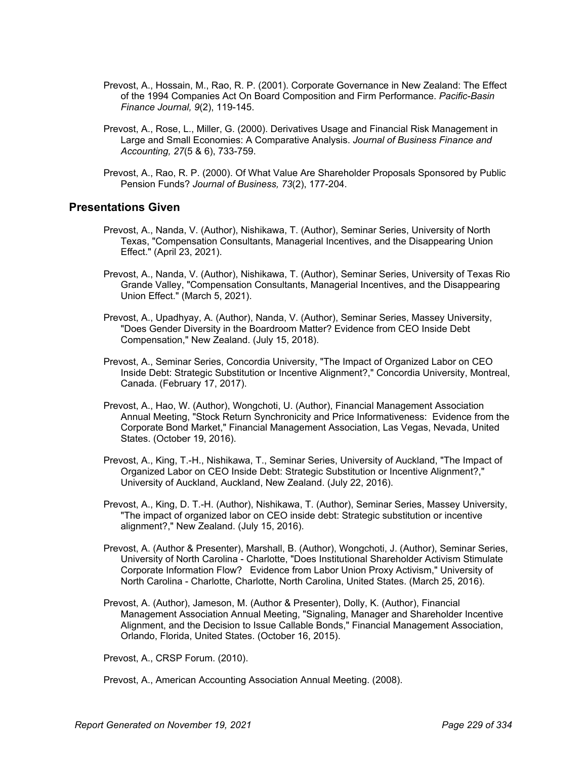Prevost, A., Hossain, M., Rao, R. P. (2001). Corporate Governance in New Zealand: The Effect of the 1994 Companies Act On Board Composition and Firm Performance. *Pacific-Basin Finance Journal, 9*(2), 119-145.

Prevost, A., Rose, L., Miller, G. (2000). Derivatives Usage and Financial Risk Management in Large and Small Economies: A Comparative Analysis. *Journal of Business Finance and Accounting, 27*(5 & 6), 733-759.

Prevost, A., Rao, R. P. (2000). Of What Value Are Shareholder Proposals Sponsored by Public Pension Funds? *Journal of Business, 73*(2), 177-204.

## Presentations Given

Prevost, A., Nanda, V. (Author), Nishikawa, T. (Author), Seminar Series, University of North Texas, "Compensation Consultants, Managerial Incentives, and the Disappearing Union Effect." (April 23, 2021).

Prevost, A., Nanda, V. (Author), Nishikawa, T. (Author), Seminar Series, University of Texas Rio Grande Valley, "Compensation Consultants, Managerial Incentives, and the Disappearing Union Effect." (March 5, 2021).

Prevost, A., Upadhyay, A. (Author), Nanda, V. (Author), Seminar Series, Massey University, "Does Gender Diversity in the Boardroom Matter? Evidence from CEO Inside Debt Compensation," New Zealand. (July 15, 2018).

Prevost, A., Seminar Series, Concordia University, "The Impact of Organized Labor on CEO Inside Debt: Strategic Substitution or Incentive Alignment?," Concordia University, Montreal, Canada. (February 17, 2017).

Prevost, A., Hao, W. (Author), Wongchoti, U. (Author), Financial Management Association Annual Meeting, "Stock Return Synchronicity and Price Informativeness: Evidence from the Corporate Bond Market," Financial Management Association, Las Vegas, Nevada, United States. (October 19, 2016).

Prevost, A., King, T.-H., Nishikawa, T., Seminar Series, University of Auckland, "The Impact of Organized Labor on CEO Inside Debt: Strategic Substitution or Incentive Alignment?," University of Auckland, Auckland, New Zealand. (July 22, 2016).

Prevost, A., King, D. T.-H. (Author), Nishikawa, T. (Author), Seminar Series, Massey University, "The impact of organized labor on CEO inside debt: Strategic substitution or incentive alignment?," New Zealand. (July 15, 2016).

Prevost, A. (Author & Presenter), Marshall, B. (Author), Wongchoti, J. (Author), Seminar Series, University of North Carolina - Charlotte, "Does Institutional Shareholder Activism Stimulate Corporate Information Flow? Evidence from Labor Union Proxy Activism," University of North Carolina - Charlotte, Charlotte, North Carolina, United States. (March 25, 2016).

Prevost, A. (Author), Jameson, M. (Author & Presenter), Dolly, K. (Author), Financial Management Association Annual Meeting, "Signaling, Manager and Shareholder Incentive Alignment, and the Decision to Issue Callable Bonds," Financial Management Association, Orlando, Florida, United States. (October 16, 2015).

Prevost, A., CRSP Forum. (2010).

Prevost, A., American Accounting Association Annual Meeting. (2008).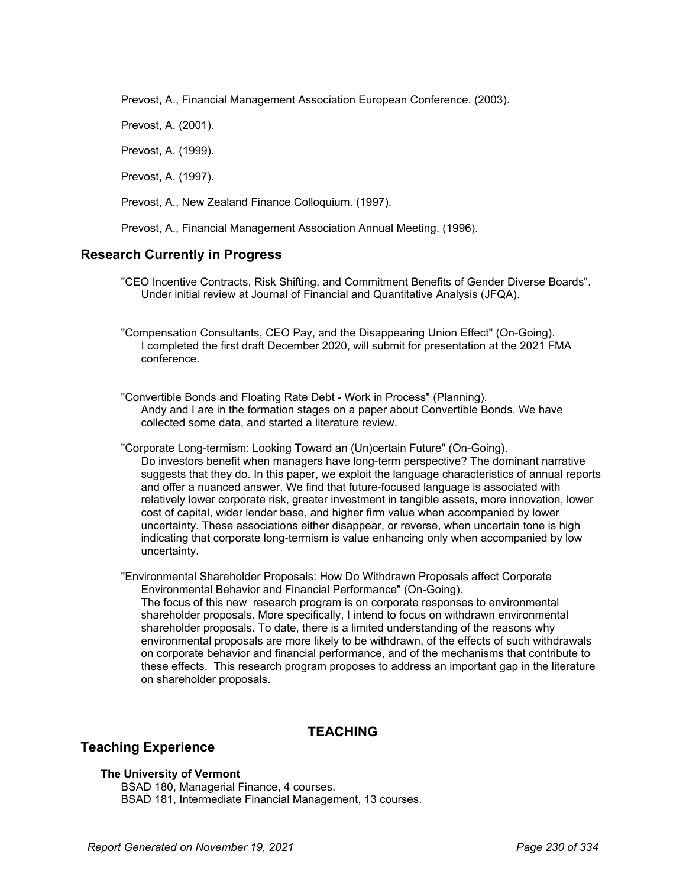Prevost, A., Financial Management Association European Conference. (2003).

Prevost, A. (2001).

Prevost, A. (1999).

Prevost, A. (1997).

Prevost, A., New Zealand Finance Colloquium. (1997).

Prevost, A., Financial Management Association Annual Meeting. (1996).

## Research Currently in Progress

"CEO Incentive Contracts, Risk Shifting, and Commitment Benefits of Gender Diverse Boards". Under initial review at Journal of Financial and Quantitative Analysis (JFQA).

"Compensation Consultants, CEO Pay, and the Disappearing Union Effect" (On-Going). I completed the first draft December 2020, will submit for presentation at the 2021 FMA conference.

"Convertible Bonds and Floating Rate Debt - Work in Process" (Planning). Andy and I are in the formation stages on a paper about Convertible Bonds. We have collected some data, and started a literature review.

"Corporate Long-termism: Looking Toward an (Un)certain Future" (On-Going). Do investors benefit when managers have long-term perspective? The dominant narrative suggests that they do. In this paper, we exploit the language characteristics of annual reports and offer a nuanced answer. We find that future-focused language is associated with relatively lower corporate risk, greater investment in tangible assets, more innovation, lower cost of capital, wider lender base, and higher firm value when accompanied by lower uncertainty. These associations either disappear, or reverse, when uncertain tone is high indicating that corporate long-termism is value enhancing only when accompanied by low uncertainty.

"Environmental Shareholder Proposals: How Do Withdrawn Proposals affect Corporate Environmental Behavior and Financial Performance" (On-Going). The focus of this new research program is on corporate responses to environmental shareholder proposals. More specifically, I intend to focus on withdrawn environmental shareholder proposals. To date, there is a limited understanding of the reasons why environmental proposals are more likely to be withdrawn, of the effects of such withdrawals on corporate behavior and financial performance, and of the mechanisms that contribute to these effects. This research program proposes to address an important gap in the literature on shareholder proposals.

# TEACHING

## Teaching Experience

**The University of Vermont**

BSAD 180, Managerial Finance, 4 courses.
BSAD 181, Intermediate Financial Management, 13 courses.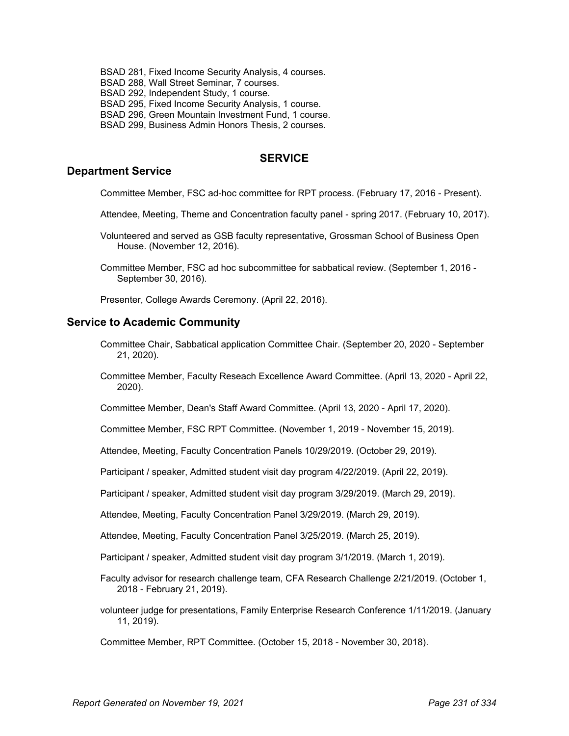BSAD 281, Fixed Income Security Analysis, 4 courses.
BSAD 288, Wall Street Seminar, 7 courses.
BSAD 292, Independent Study, 1 course.
BSAD 295, Fixed Income Security Analysis, 1 course.
BSAD 296, Green Mountain Investment Fund, 1 course.
BSAD 299, Business Admin Honors Thesis, 2 courses.

## SERVICE

### Department Service

Committee Member, FSC ad-hoc committee for RPT process. (February 17, 2016 - Present).

Attendee, Meeting, Theme and Concentration faculty panel - spring 2017. (February 10, 2017).

Volunteered and served as GSB faculty representative, Grossman School of Business Open House. (November 12, 2016).

Committee Member, FSC ad hoc subcommittee for sabbatical review. (September 1, 2016 - September 30, 2016).

Presenter, College Awards Ceremony. (April 22, 2016).

### Service to Academic Community

Committee Chair, Sabbatical application Committee Chair. (September 20, 2020 - September 21, 2020).

Committee Member, Faculty Reseach Excellence Award Committee. (April 13, 2020 - April 22, 2020).

Committee Member, Dean's Staff Award Committee. (April 13, 2020 - April 17, 2020).

Committee Member, FSC RPT Committee. (November 1, 2019 - November 15, 2019).

Attendee, Meeting, Faculty Concentration Panels 10/29/2019. (October 29, 2019).

Participant / speaker, Admitted student visit day program 4/22/2019. (April 22, 2019).

Participant / speaker, Admitted student visit day program 3/29/2019. (March 29, 2019).

Attendee, Meeting, Faculty Concentration Panel 3/29/2019. (March 29, 2019).

Attendee, Meeting, Faculty Concentration Panel 3/25/2019. (March 25, 2019).

Participant / speaker, Admitted student visit day program 3/1/2019. (March 1, 2019).

Faculty advisor for research challenge team, CFA Research Challenge 2/21/2019. (October 1, 2018 - February 21, 2019).

volunteer judge for presentations, Family Enterprise Research Conference 1/11/2019. (January 11, 2019).

Committee Member, RPT Committee. (October 15, 2018 - November 30, 2018).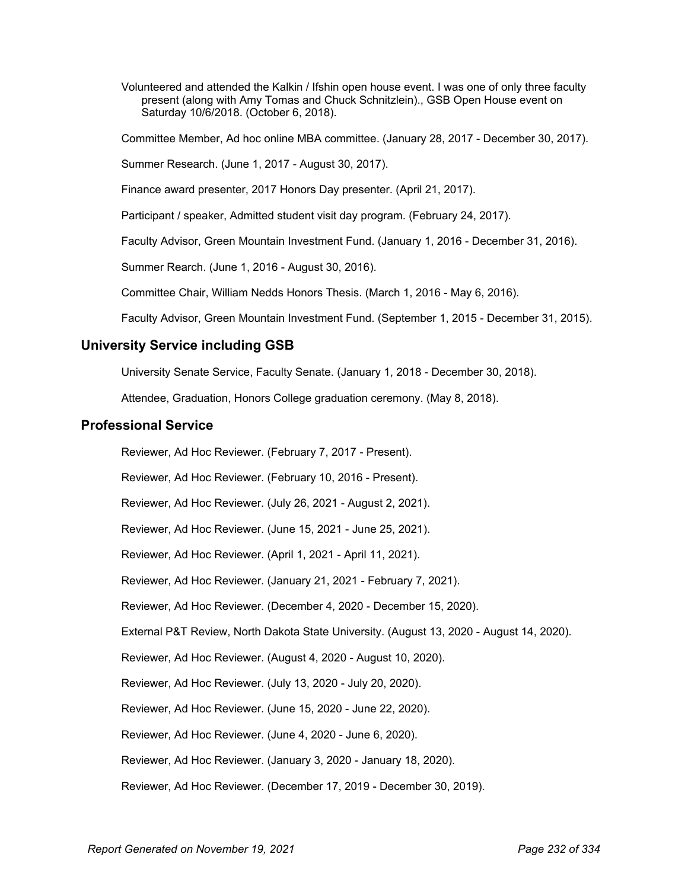Volunteered and attended the Kalkin / Ifshin open house event. I was one of only three faculty present (along with Amy Tomas and Chuck Schnitzlein)., GSB Open House event on Saturday 10/6/2018. (October 6, 2018).

Committee Member, Ad hoc online MBA committee. (January 28, 2017 - December 30, 2017).

Summer Research. (June 1, 2017 - August 30, 2017).

Finance award presenter, 2017 Honors Day presenter. (April 21, 2017).

Participant / speaker, Admitted student visit day program. (February 24, 2017).

Faculty Advisor, Green Mountain Investment Fund. (January 1, 2016 - December 31, 2016).

Summer Rearch. (June 1, 2016 - August 30, 2016).

Committee Chair, William Nedds Honors Thesis. (March 1, 2016 - May 6, 2016).

Faculty Advisor, Green Mountain Investment Fund. (September 1, 2015 - December 31, 2015).

## University Service including GSB

University Senate Service, Faculty Senate. (January 1, 2018 - December 30, 2018).

Attendee, Graduation, Honors College graduation ceremony. (May 8, 2018).

## Professional Service

Reviewer, Ad Hoc Reviewer. (February 7, 2017 - Present).

Reviewer, Ad Hoc Reviewer. (February 10, 2016 - Present).

Reviewer, Ad Hoc Reviewer. (July 26, 2021 - August 2, 2021).

Reviewer, Ad Hoc Reviewer. (June 15, 2021 - June 25, 2021).

Reviewer, Ad Hoc Reviewer. (April 1, 2021 - April 11, 2021).

Reviewer, Ad Hoc Reviewer. (January 21, 2021 - February 7, 2021).

Reviewer, Ad Hoc Reviewer. (December 4, 2020 - December 15, 2020).

External P&T Review, North Dakota State University. (August 13, 2020 - August 14, 2020).

Reviewer, Ad Hoc Reviewer. (August 4, 2020 - August 10, 2020).

Reviewer, Ad Hoc Reviewer. (July 13, 2020 - July 20, 2020).

Reviewer, Ad Hoc Reviewer. (June 15, 2020 - June 22, 2020).

Reviewer, Ad Hoc Reviewer. (June 4, 2020 - June 6, 2020).

Reviewer, Ad Hoc Reviewer. (January 3, 2020 - January 18, 2020).

Reviewer, Ad Hoc Reviewer. (December 17, 2019 - December 30, 2019).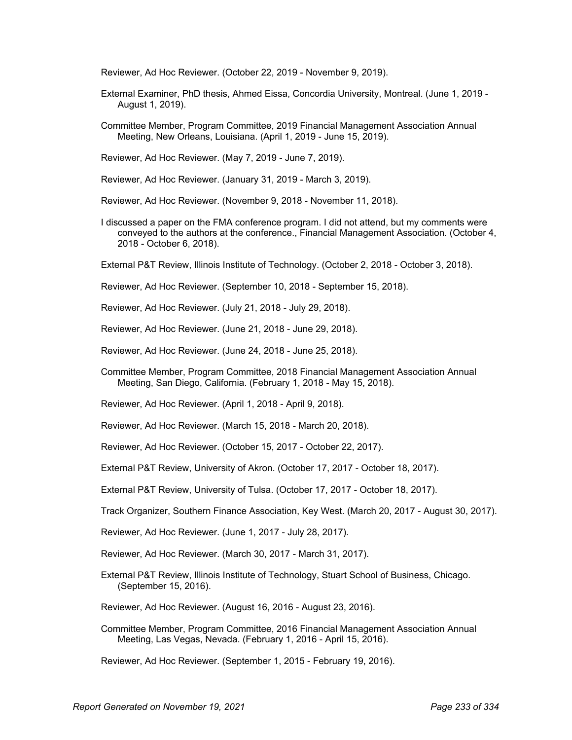Reviewer, Ad Hoc Reviewer. (October 22, 2019 - November 9, 2019).

External Examiner, PhD thesis, Ahmed Eissa, Concordia University, Montreal. (June 1, 2019 - August 1, 2019).

Committee Member, Program Committee, 2019 Financial Management Association Annual Meeting, New Orleans, Louisiana. (April 1, 2019 - June 15, 2019).

Reviewer, Ad Hoc Reviewer. (May 7, 2019 - June 7, 2019).

Reviewer, Ad Hoc Reviewer. (January 31, 2019 - March 3, 2019).

Reviewer, Ad Hoc Reviewer. (November 9, 2018 - November 11, 2018).

I discussed a paper on the FMA conference program. I did not attend, but my comments were conveyed to the authors at the conference., Financial Management Association. (October 4, 2018 - October 6, 2018).

External P&T Review, Illinois Institute of Technology. (October 2, 2018 - October 3, 2018).

Reviewer, Ad Hoc Reviewer. (September 10, 2018 - September 15, 2018).

Reviewer, Ad Hoc Reviewer. (July 21, 2018 - July 29, 2018).

Reviewer, Ad Hoc Reviewer. (June 21, 2018 - June 29, 2018).

Reviewer, Ad Hoc Reviewer. (June 24, 2018 - June 25, 2018).

Committee Member, Program Committee, 2018 Financial Management Association Annual Meeting, San Diego, California. (February 1, 2018 - May 15, 2018).

Reviewer, Ad Hoc Reviewer. (April 1, 2018 - April 9, 2018).

Reviewer, Ad Hoc Reviewer. (March 15, 2018 - March 20, 2018).

Reviewer, Ad Hoc Reviewer. (October 15, 2017 - October 22, 2017).

External P&T Review, University of Akron. (October 17, 2017 - October 18, 2017).

External P&T Review, University of Tulsa. (October 17, 2017 - October 18, 2017).

Track Organizer, Southern Finance Association, Key West. (March 20, 2017 - August 30, 2017).

Reviewer, Ad Hoc Reviewer. (June 1, 2017 - July 28, 2017).

Reviewer, Ad Hoc Reviewer. (March 30, 2017 - March 31, 2017).

External P&T Review, Illinois Institute of Technology, Stuart School of Business, Chicago. (September 15, 2016).

Reviewer, Ad Hoc Reviewer. (August 16, 2016 - August 23, 2016).

Committee Member, Program Committee, 2016 Financial Management Association Annual Meeting, Las Vegas, Nevada. (February 1, 2016 - April 15, 2016).

Reviewer, Ad Hoc Reviewer. (September 1, 2015 - February 19, 2016).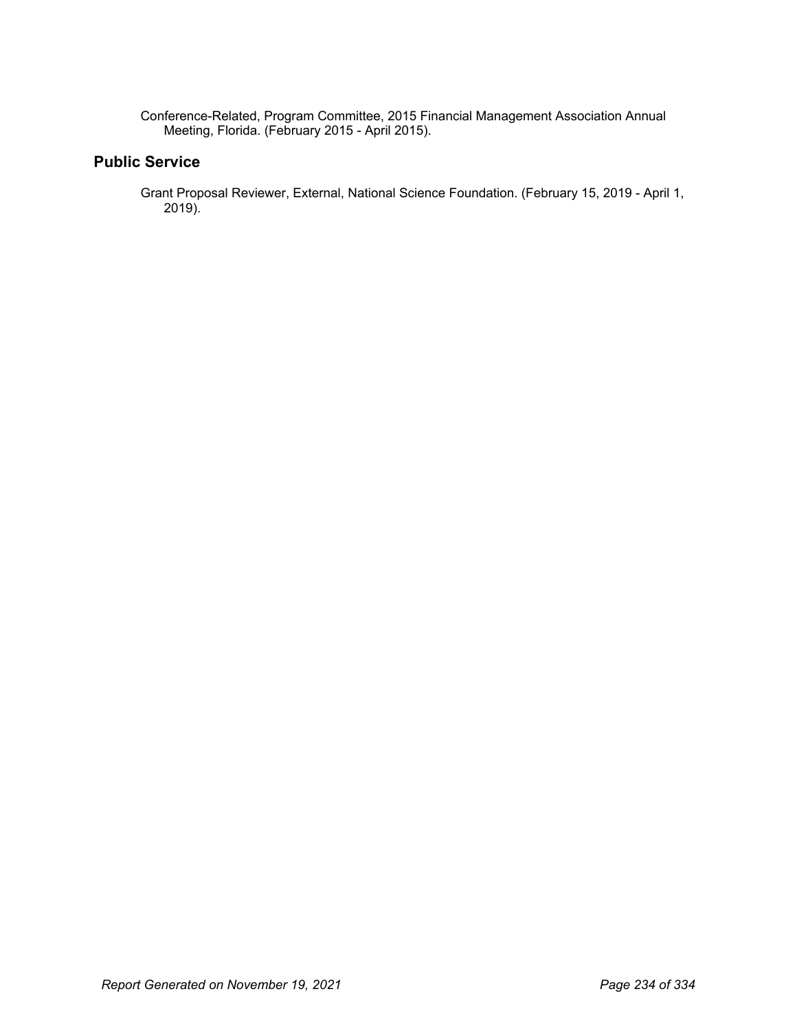Conference-Related, Program Committee, 2015 Financial Management Association Annual Meeting, Florida. (February 2015 - April 2015).

## Public Service

Grant Proposal Reviewer, External, National Science Foundation. (February 15, 2019 - April 1, 2019).